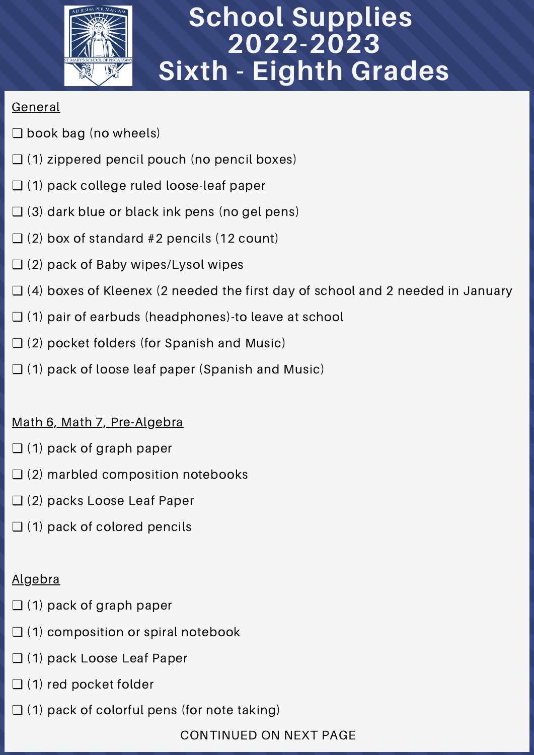# School Supplies 2022-2023 Sixth - Eighth Grades

General

- ❑ book bag (no wheels)
- ❑ (1) zippered pencil pouch (no pencil boxes)
- ❑ (1) pack college ruled loose-leaf paper
- ❑ (3) dark blue or black ink pens (no gel pens)
- ❑ (2) box of standard #2 pencils (12 count)
- ❑ (2) pack of Baby wipes/Lysol wipes
- ❑ (4) boxes of Kleenex (2 needed the first day of school and 2 needed in January
- ❑ (1) pair of earbuds (headphones)-to leave at school
- ❑ (2) pocket folders (for Spanish and Music)
- ❑ (1) pack of loose leaf paper (Spanish and Music)

Math 6, Math 7, Pre-Algebra

- ❑ (1) pack of graph paper
- ❑ (2) marbled composition notebooks
- ❑ (2) packs Loose Leaf Paper
- ❑ (1) pack of colored pencils

Algebra

- ❑ (1) pack of graph paper
- ❑ (1) composition or spiral notebook
- ❑ (1) pack Loose Leaf Paper
- ❑ (1) red pocket folder
- ❑ (1) pack of colorful pens (for note taking)

CONTINUED ON NEXT PAGE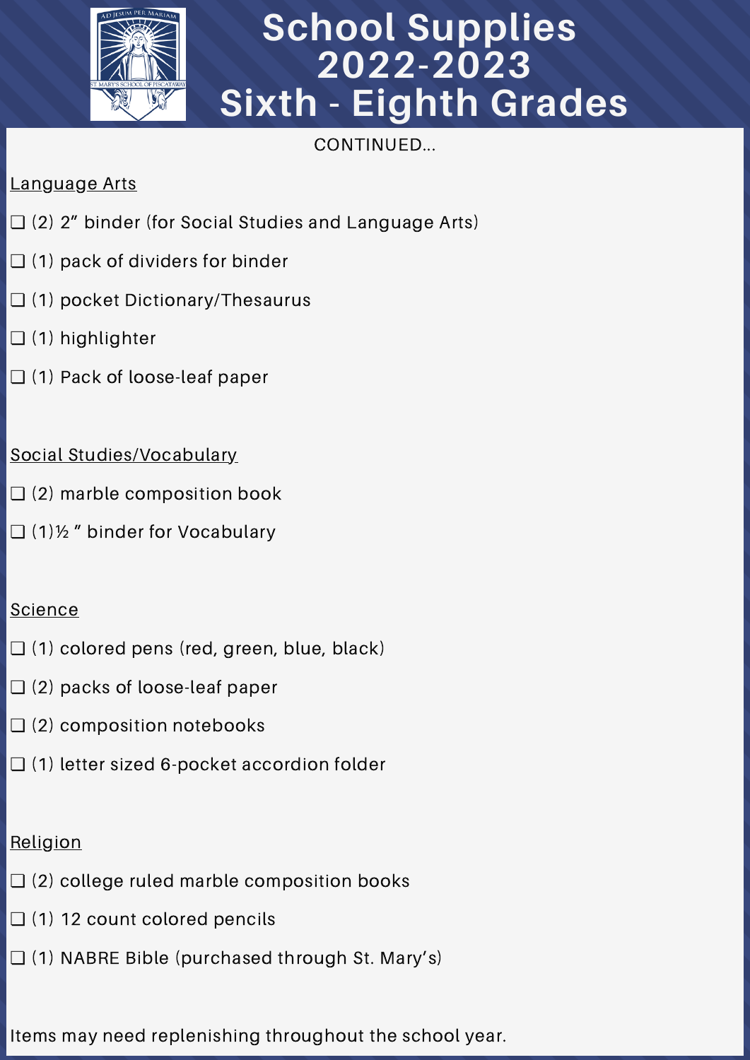# School Supplies 2022-2023 Sixth - Eighth Grades

CONTINUED...

Language Arts

- ❑ (2) 2” binder (for Social Studies and Language Arts)
- ❑ (1) pack of dividers for binder
- ❑ (1) pocket Dictionary/Thesaurus
- ❑ (1) highlighter
- ❑ (1) Pack of loose-leaf paper

Social Studies/Vocabulary

- ❑ (2) marble composition book
- ❑ (1)½ ” binder for Vocabulary

Science

- ❑ (1) colored pens (red, green, blue, black)
- ❑ (2) packs of loose-leaf paper
- ❑ (2) composition notebooks
- ❑ (1) letter sized 6-pocket accordion folder

Religion

- ❑ (2) college ruled marble composition books
- ❑ (1) 12 count colored pencils
- ❑ (1) NABRE Bible (purchased through St. Mary’s)

Items may need replenishing throughout the school year.